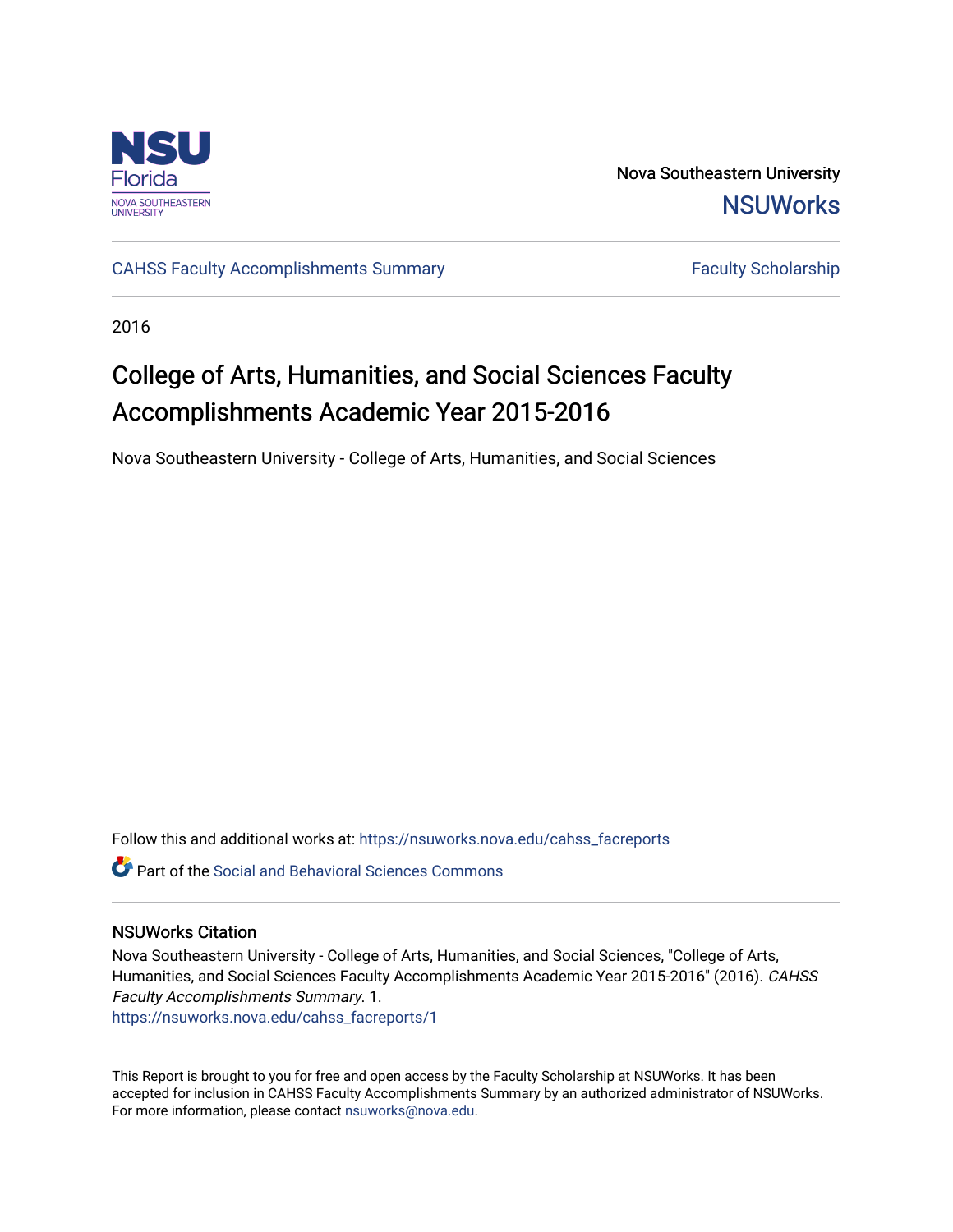Nova Southeastern University

NSUWorks

CAHSS Faculty Accomplishments Summary

Faculty Scholarship

2016

# College of Arts, Humanities, and Social Sciences Faculty Accomplishments Academic Year 2015-2016

Nova Southeastern University - College of Arts, Humanities, and Social Sciences

Follow this and additional works at: https://nsuworks.nova.edu/cahss_facreports

Part of the Social and Behavioral Sciences Commons

## NSUWorks Citation

Nova Southeastern University - College of Arts, Humanities, and Social Sciences, "College of Arts, Humanities, and Social Sciences Faculty Accomplishments Academic Year 2015-2016" (2016). *CAHSS Faculty Accomplishments Summary*. 1.
https://nsuworks.nova.edu/cahss_facreports/1

This Report is brought to you for free and open access by the Faculty Scholarship at NSUWorks. It has been accepted for inclusion in CAHSS Faculty Accomplishments Summary by an authorized administrator of NSUWorks. For more information, please contact nsuworks@nova.edu.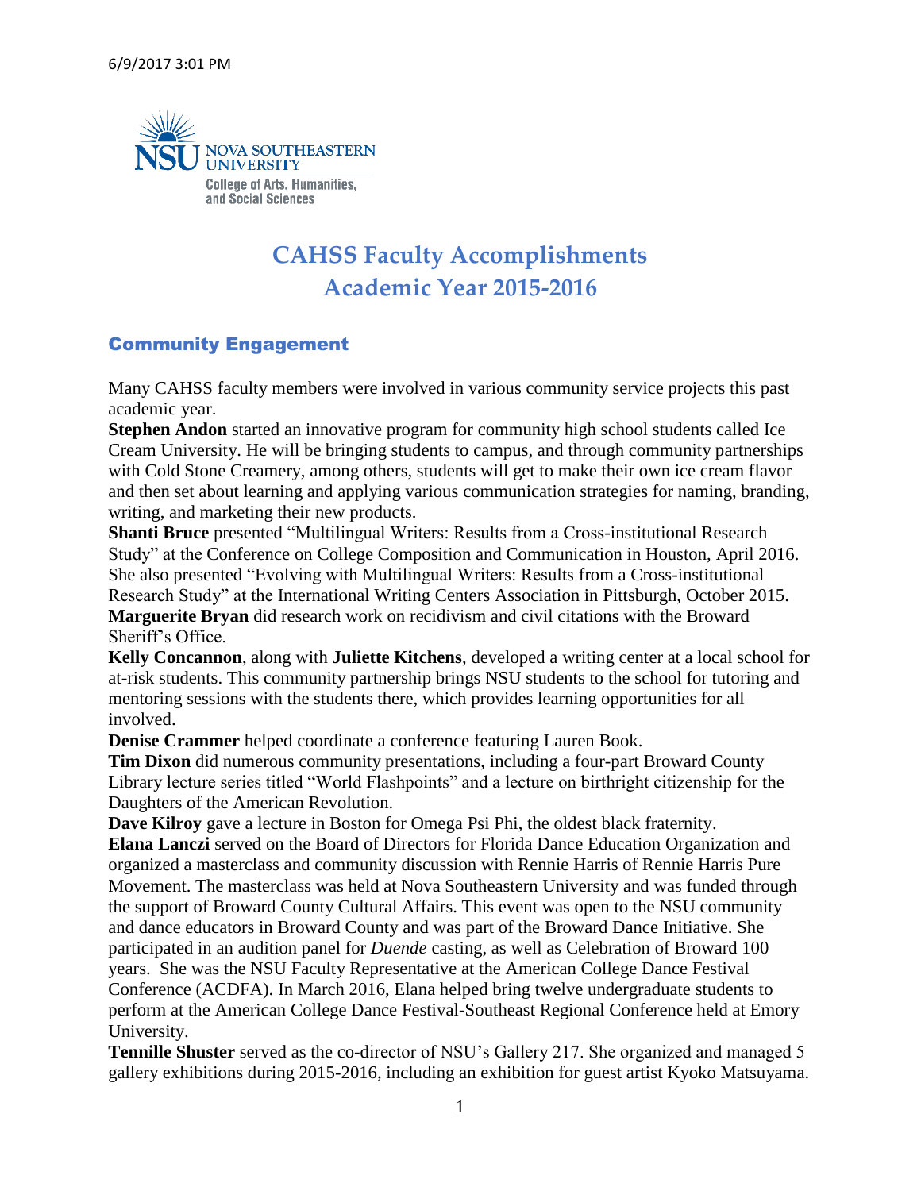# CAHSS Faculty Accomplishments
# Academic Year 2015-2016

## Community Engagement

Many CAHSS faculty members were involved in various community service projects this past academic year.

**Stephen Andon** started an innovative program for community high school students called Ice Cream University. He will be bringing students to campus, and through community partnerships with Cold Stone Creamery, among others, students will get to make their own ice cream flavor and then set about learning and applying various communication strategies for naming, branding, writing, and marketing their new products.

**Shanti Bruce** presented "Multilingual Writers: Results from a Cross-institutional Research Study" at the Conference on College Composition and Communication in Houston, April 2016. She also presented "Evolving with Multilingual Writers: Results from a Cross-institutional Research Study" at the International Writing Centers Association in Pittsburgh, October 2015.

**Marguerite Bryan** did research work on recidivism and civil citations with the Broward Sheriff's Office.

**Kelly Concannon**, along with **Juliette Kitchens**, developed a writing center at a local school for at-risk students. This community partnership brings NSU students to the school for tutoring and mentoring sessions with the students there, which provides learning opportunities for all involved.

**Denise Crammer** helped coordinate a conference featuring Lauren Book.

**Tim Dixon** did numerous community presentations, including a four-part Broward County Library lecture series titled "World Flashpoints" and a lecture on birthright citizenship for the Daughters of the American Revolution.

**Dave Kilroy** gave a lecture in Boston for Omega Psi Phi, the oldest black fraternity.

**Elana Lanczi** served on the Board of Directors for Florida Dance Education Organization and organized a masterclass and community discussion with Rennie Harris of Rennie Harris Pure Movement. The masterclass was held at Nova Southeastern University and was funded through the support of Broward County Cultural Affairs. This event was open to the NSU community and dance educators in Broward County and was part of the Broward Dance Initiative. She participated in an audition panel for *Duende* casting, as well as Celebration of Broward 100 years. She was the NSU Faculty Representative at the American College Dance Festival Conference (ACDFA). In March 2016, Elana helped bring twelve undergraduate students to perform at the American College Dance Festival-Southeast Regional Conference held at Emory University.

**Tennille Shuster** served as the co-director of NSU's Gallery 217. She organized and managed 5 gallery exhibitions during 2015-2016, including an exhibition for guest artist Kyoko Matsuyama.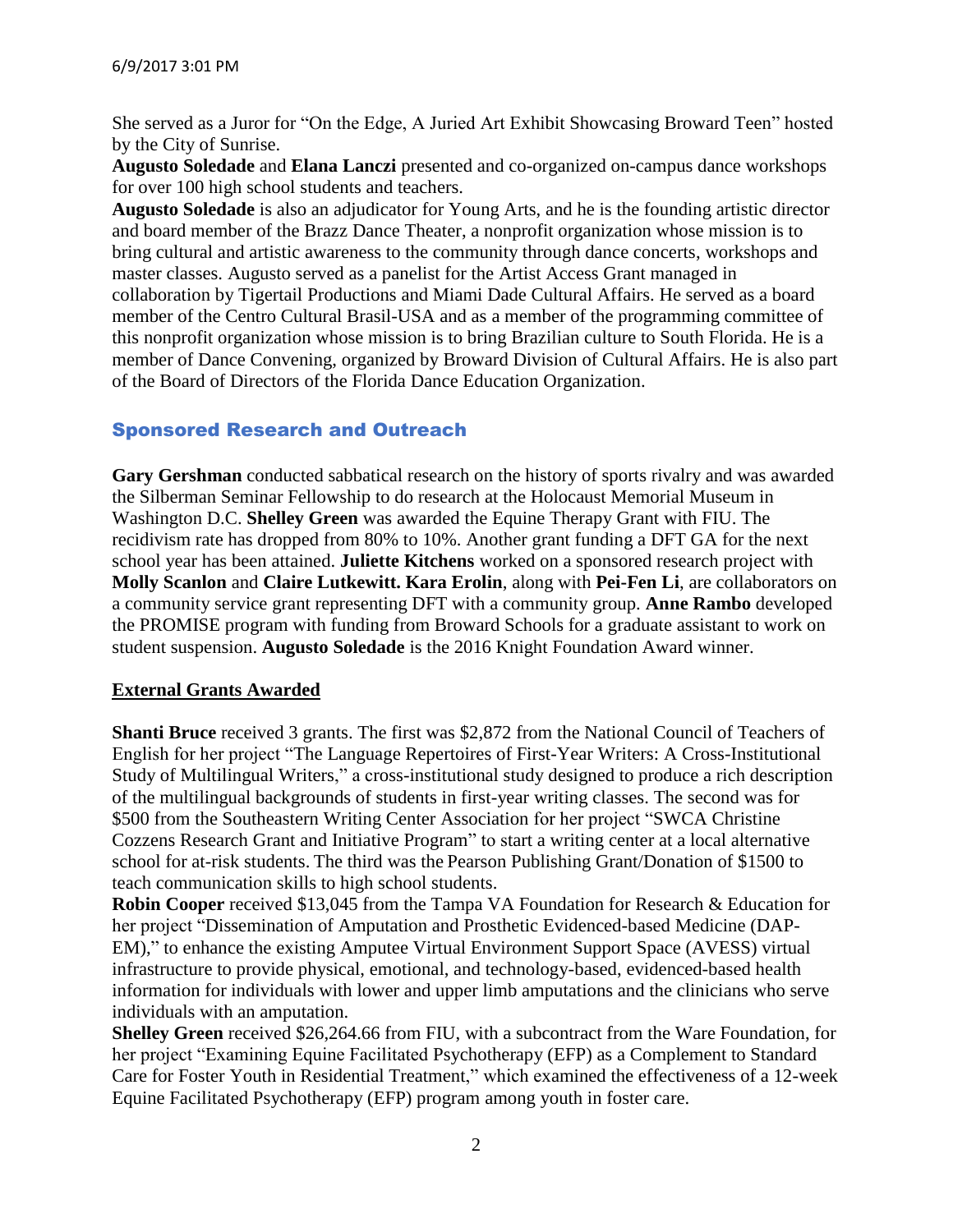She served as a Juror for "On the Edge, A Juried Art Exhibit Showcasing Broward Teen" hosted by the City of Sunrise.

**Augusto Soledade** and **Elana Lanczi** presented and co-organized on-campus dance workshops for over 100 high school students and teachers.

**Augusto Soledade** is also an adjudicator for Young Arts, and he is the founding artistic director and board member of the Brazz Dance Theater, a nonprofit organization whose mission is to bring cultural and artistic awareness to the community through dance concerts, workshops and master classes. Augusto served as a panelist for the Artist Access Grant managed in collaboration by Tigertail Productions and Miami Dade Cultural Affairs. He served as a board member of the Centro Cultural Brasil-USA and as a member of the programming committee of this nonprofit organization whose mission is to bring Brazilian culture to South Florida. He is a member of Dance Convening, organized by Broward Division of Cultural Affairs. He is also part of the Board of Directors of the Florida Dance Education Organization.

## Sponsored Research and Outreach

**Gary Gershman** conducted sabbatical research on the history of sports rivalry and was awarded the Silberman Seminar Fellowship to do research at the Holocaust Memorial Museum in Washington D.C. **Shelley Green** was awarded the Equine Therapy Grant with FIU. The recidivism rate has dropped from 80% to 10%. Another grant funding a DFT GA for the next school year has been attained. **Juliette Kitchens** worked on a sponsored research project with **Molly Scanlon** and **Claire Lutkewitt. Kara Erolin**, along with **Pei-Fen Li**, are collaborators on a community service grant representing DFT with a community group. **Anne Rambo** developed the PROMISE program with funding from Broward Schools for a graduate assistant to work on student suspension. **Augusto Soledade** is the 2016 Knight Foundation Award winner.

### External Grants Awarded

**Shanti Bruce** received 3 grants. The first was $2,872 from the National Council of Teachers of English for her project "The Language Repertoires of First-Year Writers: A Cross-Institutional Study of Multilingual Writers," a cross-institutional study designed to produce a rich description of the multilingual backgrounds of students in first-year writing classes. The second was for $500 from the Southeastern Writing Center Association for her project "SWCA Christine Cozzens Research Grant and Initiative Program" to start a writing center at a local alternative school for at-risk students. The third was the Pearson Publishing Grant/Donation of $1500 to teach communication skills to high school students.

**Robin Cooper** received $13,045 from the Tampa VA Foundation for Research & Education for her project "Dissemination of Amputation and Prosthetic Evidenced-based Medicine (DAP-EM)," to enhance the existing Amputee Virtual Environment Support Space (AVESS) virtual infrastructure to provide physical, emotional, and technology-based, evidenced-based health information for individuals with lower and upper limb amputations and the clinicians who serve individuals with an amputation.

**Shelley Green** received $26,264.66 from FIU, with a subcontract from the Ware Foundation, for her project "Examining Equine Facilitated Psychotherapy (EFP) as a Complement to Standard Care for Foster Youth in Residential Treatment," which examined the effectiveness of a 12-week Equine Facilitated Psychotherapy (EFP) program among youth in foster care.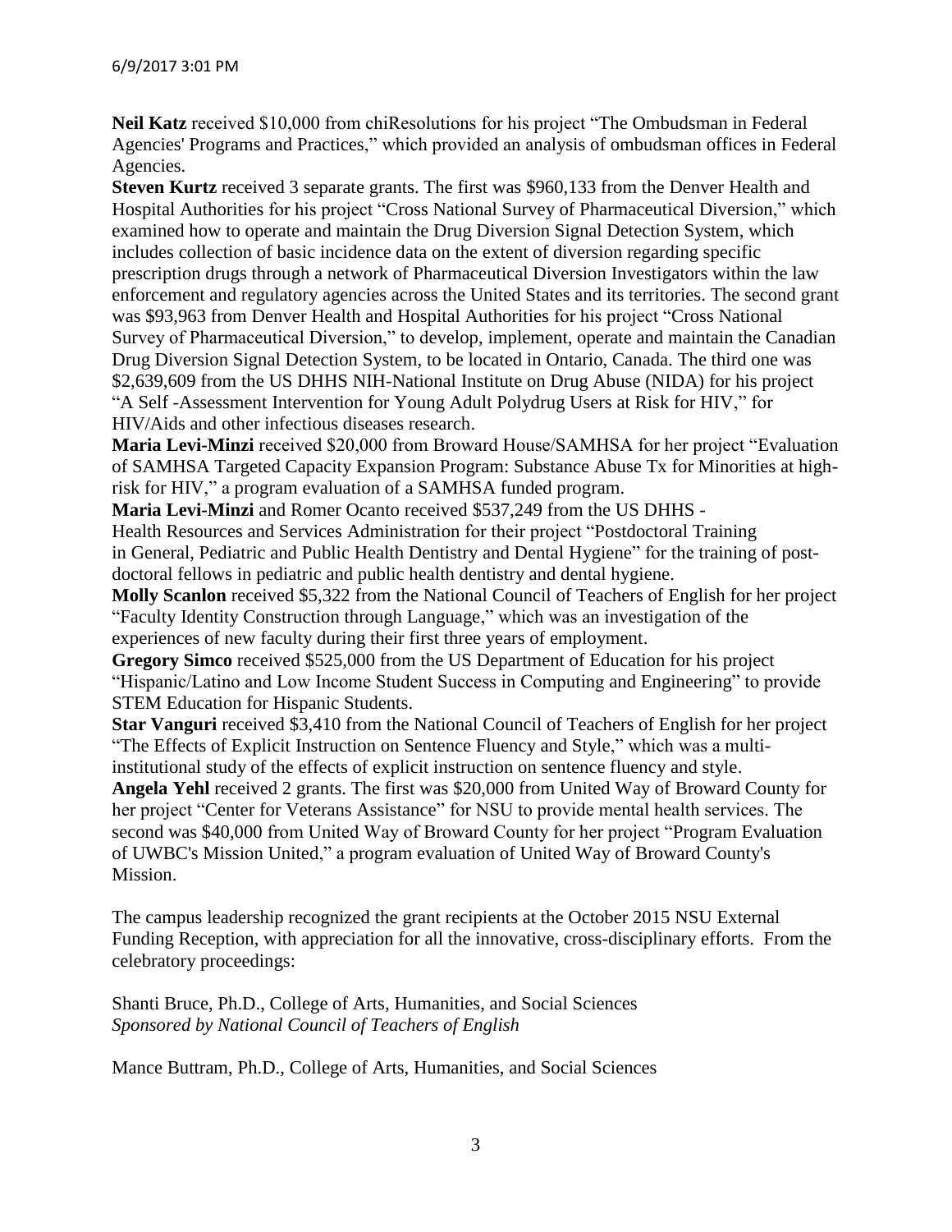**Neil Katz** received $10,000 from chiResolutions for his project "The Ombudsman in Federal Agencies' Programs and Practices," which provided an analysis of ombudsman offices in Federal Agencies.

**Steven Kurtz** received 3 separate grants. The first was $960,133 from the Denver Health and Hospital Authorities for his project "Cross National Survey of Pharmaceutical Diversion," which examined how to operate and maintain the Drug Diversion Signal Detection System, which includes collection of basic incidence data on the extent of diversion regarding specific prescription drugs through a network of Pharmaceutical Diversion Investigators within the law enforcement and regulatory agencies across the United States and its territories. The second grant was $93,963 from Denver Health and Hospital Authorities for his project "Cross National Survey of Pharmaceutical Diversion," to develop, implement, operate and maintain the Canadian Drug Diversion Signal Detection System, to be located in Ontario, Canada. The third one was $2,639,609 from the US DHHS NIH-National Institute on Drug Abuse (NIDA) for his project "A Self -Assessment Intervention for Young Adult Polydrug Users at Risk for HIV," for HIV/Aids and other infectious diseases research.

**Maria Levi-Minzi** received $20,000 from Broward House/SAMHSA for her project "Evaluation of SAMHSA Targeted Capacity Expansion Program: Substance Abuse Tx for Minorities at high-risk for HIV," a program evaluation of a SAMHSA funded program.

**Maria Levi-Minzi** and Romer Ocanto received $537,249 from the US DHHS - Health Resources and Services Administration for their project "Postdoctoral Training in General, Pediatric and Public Health Dentistry and Dental Hygiene" for the training of post-doctoral fellows in pediatric and public health dentistry and dental hygiene.

**Molly Scanlon** received $5,322 from the National Council of Teachers of English for her project "Faculty Identity Construction through Language," which was an investigation of the experiences of new faculty during their first three years of employment.

**Gregory Simco** received $525,000 from the US Department of Education for his project "Hispanic/Latino and Low Income Student Success in Computing and Engineering" to provide STEM Education for Hispanic Students.

**Star Vanguri** received $3,410 from the National Council of Teachers of English for her project "The Effects of Explicit Instruction on Sentence Fluency and Style," which was a multi-institutional study of the effects of explicit instruction on sentence fluency and style.

**Angela Yehl** received 2 grants. The first was $20,000 from United Way of Broward County for her project "Center for Veterans Assistance" for NSU to provide mental health services. The second was $40,000 from United Way of Broward County for her project "Program Evaluation of UWBC's Mission United," a program evaluation of United Way of Broward County's Mission.

The campus leadership recognized the grant recipients at the October 2015 NSU External Funding Reception, with appreciation for all the innovative, cross-disciplinary efforts. From the celebratory proceedings:

Shanti Bruce, Ph.D., College of Arts, Humanities, and Social Sciences
*Sponsored by National Council of Teachers of English*

Mance Buttram, Ph.D., College of Arts, Humanities, and Social Sciences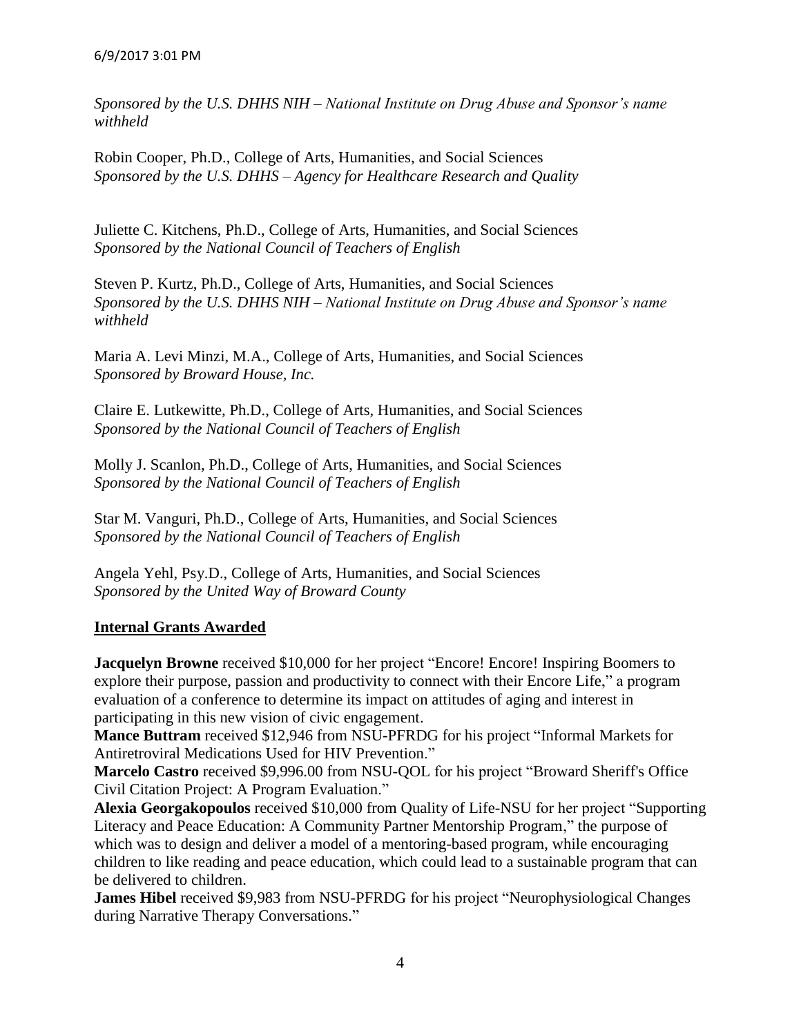*Sponsored by the U.S. DHHS NIH – National Institute on Drug Abuse and Sponsor's name withheld*

Robin Cooper, Ph.D., College of Arts, Humanities, and Social Sciences
*Sponsored by the U.S. DHHS – Agency for Healthcare Research and Quality*

Juliette C. Kitchens, Ph.D., College of Arts, Humanities, and Social Sciences
*Sponsored by the National Council of Teachers of English*

Steven P. Kurtz, Ph.D., College of Arts, Humanities, and Social Sciences
*Sponsored by the U.S. DHHS NIH – National Institute on Drug Abuse and Sponsor's name withheld*

Maria A. Levi Minzi, M.A., College of Arts, Humanities, and Social Sciences
*Sponsored by Broward House, Inc.*

Claire E. Lutkewitte, Ph.D., College of Arts, Humanities, and Social Sciences
*Sponsored by the National Council of Teachers of English*

Molly J. Scanlon, Ph.D., College of Arts, Humanities, and Social Sciences
*Sponsored by the National Council of Teachers of English*

Star M. Vanguri, Ph.D., College of Arts, Humanities, and Social Sciences
*Sponsored by the National Council of Teachers of English*

Angela Yehl, Psy.D., College of Arts, Humanities, and Social Sciences
*Sponsored by the United Way of Broward County*

## Internal Grants Awarded

**Jacquelyn Browne** received $10,000 for her project "Encore! Encore! Inspiring Boomers to explore their purpose, passion and productivity to connect with their Encore Life," a program evaluation of a conference to determine its impact on attitudes of aging and interest in participating in this new vision of civic engagement.
**Mance Buttram** received $12,946 from NSU-PFRDG for his project "Informal Markets for Antiretroviral Medications Used for HIV Prevention."
**Marcelo Castro** received $9,996.00 from NSU-QOL for his project "Broward Sheriff's Office Civil Citation Project: A Program Evaluation."
**Alexia Georgakopoulos** received $10,000 from Quality of Life-NSU for her project "Supporting Literacy and Peace Education: A Community Partner Mentorship Program," the purpose of which was to design and deliver a model of a mentoring-based program, while encouraging children to like reading and peace education, which could lead to a sustainable program that can be delivered to children.
**James Hibel** received $9,983 from NSU-PFRDG for his project "Neurophysiological Changes during Narrative Therapy Conversations."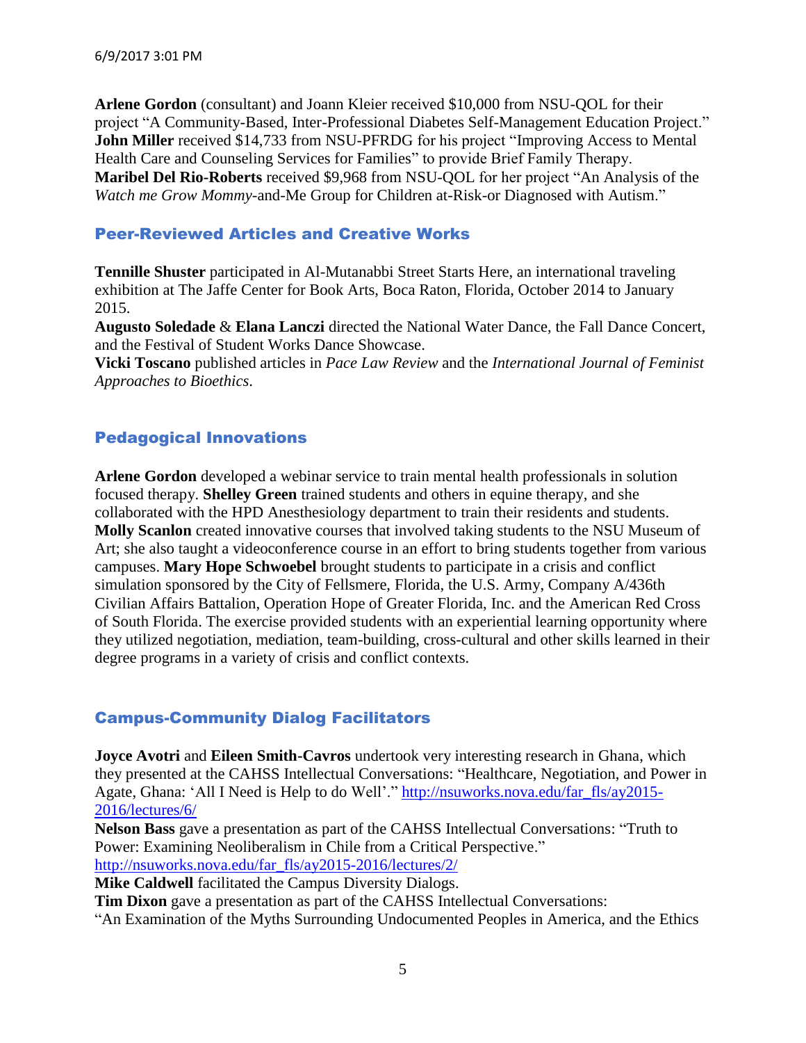**Arlene Gordon** (consultant) and Joann Kleier received $10,000 from NSU-QOL for their project "A Community-Based, Inter-Professional Diabetes Self-Management Education Project."
**John Miller** received $14,733 from NSU-PFRDG for his project "Improving Access to Mental Health Care and Counseling Services for Families" to provide Brief Family Therapy.
**Maribel Del Rio-Roberts** received $9,968 from NSU-QOL for her project "An Analysis of the *Watch me Grow Mommy*-and-Me Group for Children at-Risk-or Diagnosed with Autism."

## Peer-Reviewed Articles and Creative Works

**Tennille Shuster** participated in Al-Mutanabbi Street Starts Here, an international traveling exhibition at The Jaffe Center for Book Arts, Boca Raton, Florida, October 2014 to January 2015.
**Augusto Soledade** & **Elana Lanczi** directed the National Water Dance, the Fall Dance Concert, and the Festival of Student Works Dance Showcase.
**Vicki Toscano** published articles in *Pace Law Review* and the *International Journal of Feminist Approaches to Bioethics*.

## Pedagogical Innovations

**Arlene Gordon** developed a webinar service to train mental health professionals in solution focused therapy. **Shelley Green** trained students and others in equine therapy, and she collaborated with the HPD Anesthesiology department to train their residents and students. **Molly Scanlon** created innovative courses that involved taking students to the NSU Museum of Art; she also taught a videoconference course in an effort to bring students together from various campuses. **Mary Hope Schwoebel** brought students to participate in a crisis and conflict simulation sponsored by the City of Fellsmere, Florida, the U.S. Army, Company A/436th Civilian Affairs Battalion, Operation Hope of Greater Florida, Inc. and the American Red Cross of South Florida. The exercise provided students with an experiential learning opportunity where they utilized negotiation, mediation, team-building, cross-cultural and other skills learned in their degree programs in a variety of crisis and conflict contexts.

## Campus-Community Dialog Facilitators

**Joyce Avotri** and **Eileen Smith-Cavros** undertook very interesting research in Ghana, which they presented at the CAHSS Intellectual Conversations: "Healthcare, Negotiation, and Power in Agate, Ghana: 'All I Need is Help to do Well'." http://nsuworks.nova.edu/far_fls/ay2015-2016/lectures/6/
**Nelson Bass** gave a presentation as part of the CAHSS Intellectual Conversations: "Truth to Power: Examining Neoliberalism in Chile from a Critical Perspective." http://nsuworks.nova.edu/far_fls/ay2015-2016/lectures/2/
**Mike Caldwell** facilitated the Campus Diversity Dialogs.
**Tim Dixon** gave a presentation as part of the CAHSS Intellectual Conversations: "An Examination of the Myths Surrounding Undocumented Peoples in America, and the Ethics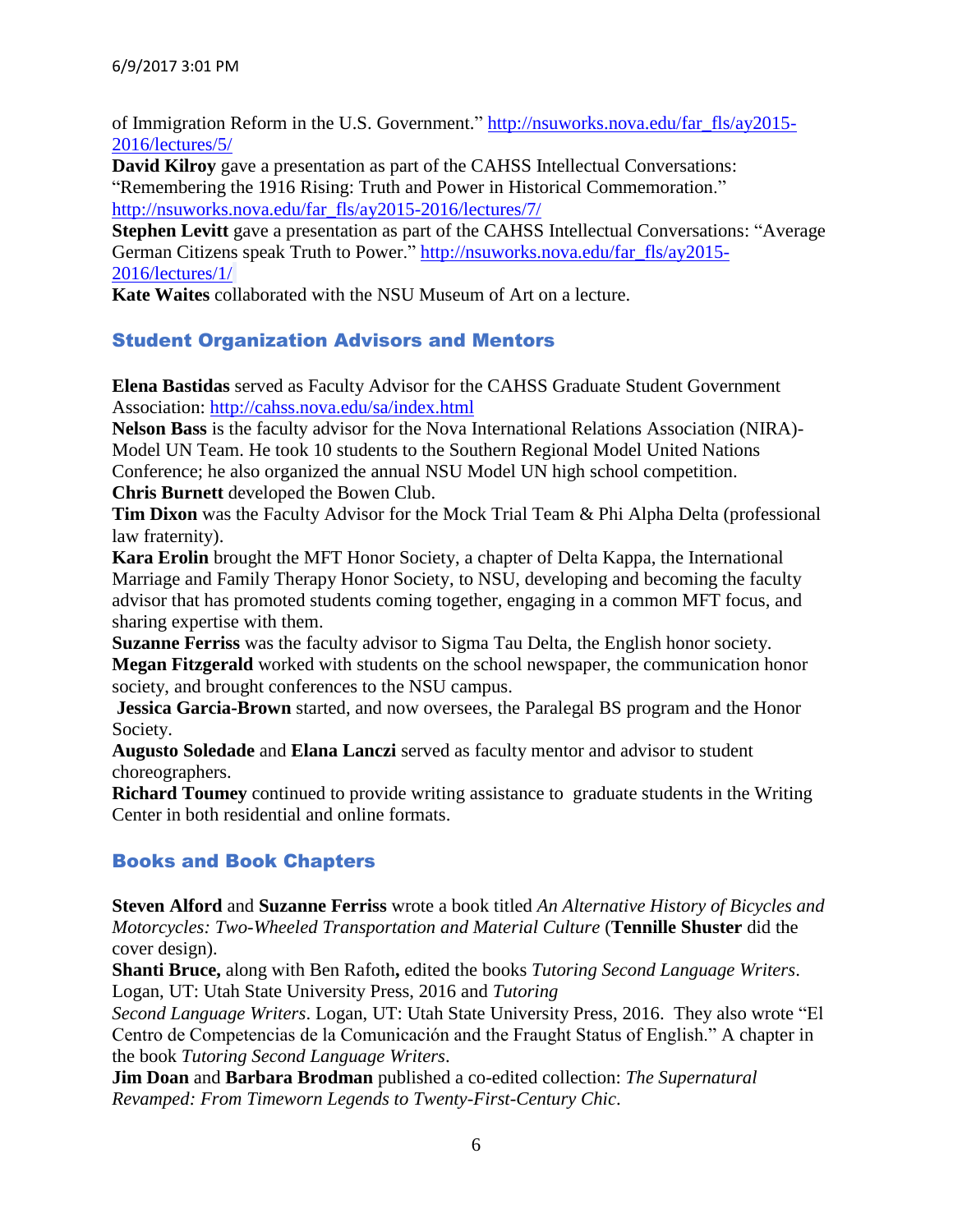of Immigration Reform in the U.S. Government." http://nsuworks.nova.edu/far_fls/ay2015-2016/lectures/5/

**David Kilroy** gave a presentation as part of the CAHSS Intellectual Conversations: "Remembering the 1916 Rising: Truth and Power in Historical Commemoration." http://nsuworks.nova.edu/far_fls/ay2015-2016/lectures/7/

**Stephen Levitt** gave a presentation as part of the CAHSS Intellectual Conversations: "Average German Citizens speak Truth to Power." http://nsuworks.nova.edu/far_fls/ay2015-2016/lectures/1/

**Kate Waites** collaborated with the NSU Museum of Art on a lecture.

## Student Organization Advisors and Mentors

**Elena Bastidas** served as Faculty Advisor for the CAHSS Graduate Student Government Association: http://cahss.nova.edu/sa/index.html

**Nelson Bass** is the faculty advisor for the Nova International Relations Association (NIRA)-Model UN Team. He took 10 students to the Southern Regional Model United Nations Conference; he also organized the annual NSU Model UN high school competition.

**Chris Burnett** developed the Bowen Club.

**Tim Dixon** was the Faculty Advisor for the Mock Trial Team & Phi Alpha Delta (professional law fraternity).

**Kara Erolin** brought the MFT Honor Society, a chapter of Delta Kappa, the International Marriage and Family Therapy Honor Society, to NSU, developing and becoming the faculty advisor that has promoted students coming together, engaging in a common MFT focus, and sharing expertise with them.

**Suzanne Ferriss** was the faculty advisor to Sigma Tau Delta, the English honor society.

**Megan Fitzgerald** worked with students on the school newspaper, the communication honor society, and brought conferences to the NSU campus.

**Jessica Garcia-Brown** started, and now oversees, the Paralegal BS program and the Honor Society.

**Augusto Soledade** and **Elana Lanczi** served as faculty mentor and advisor to student choreographers.

**Richard Toumey** continued to provide writing assistance to graduate students in the Writing Center in both residential and online formats.

## Books and Book Chapters

**Steven Alford** and **Suzanne Ferriss** wrote a book titled *An Alternative History of Bicycles and Motorcycles: Two-Wheeled Transportation and Material Culture* (**Tennille Shuster** did the cover design).

**Shanti Bruce,** along with Ben Rafoth**,** edited the books *Tutoring Second Language Writers*. Logan, UT: Utah State University Press, 2016 and *Tutoring Second Language Writers*. Logan, UT: Utah State University Press, 2016. They also wrote "El Centro de Competencias de la Comunicación and the Fraught Status of English." A chapter in the book *Tutoring Second Language Writers*.

**Jim Doan** and **Barbara Brodman** published a co-edited collection: *The Supernatural Revamped: From Timeworn Legends to Twenty-First-Century Chic*.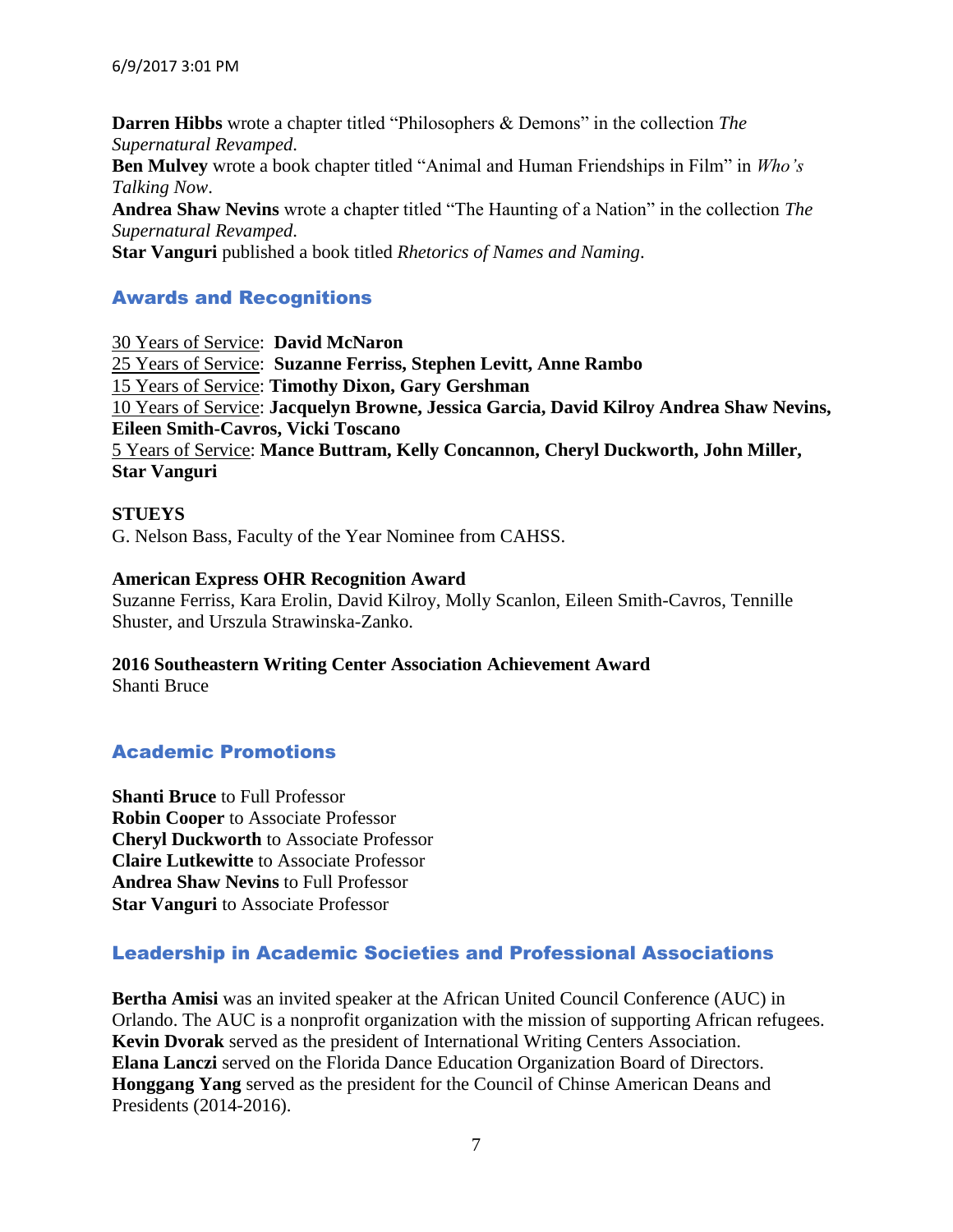**Darren Hibbs** wrote a chapter titled "Philosophers & Demons" in the collection *The Supernatural Revamped*.
**Ben Mulvey** wrote a book chapter titled "Animal and Human Friendships in Film" in *Who's Talking Now*.
**Andrea Shaw Nevins** wrote a chapter titled "The Haunting of a Nation" in the collection *The Supernatural Revamped*.
**Star Vanguri** published a book titled *Rhetorics of Names and Naming*.

## Awards and Recognitions

30 Years of Service: **David McNaron**
25 Years of Service: **Suzanne Ferriss, Stephen Levitt, Anne Rambo**
15 Years of Service: **Timothy Dixon, Gary Gershman**
10 Years of Service: **Jacquelyn Browne, Jessica Garcia, David Kilroy Andrea Shaw Nevins, Eileen Smith-Cavros, Vicki Toscano**
5 Years of Service: **Mance Buttram, Kelly Concannon, Cheryl Duckworth, John Miller, Star Vanguri**

**STUEYS**
G. Nelson Bass, Faculty of the Year Nominee from CAHSS.

**American Express OHR Recognition Award**
Suzanne Ferriss, Kara Erolin, David Kilroy, Molly Scanlon, Eileen Smith-Cavros, Tennille Shuster, and Urszula Strawinska-Zanko.

**2016 Southeastern Writing Center Association Achievement Award**
Shanti Bruce

## Academic Promotions

**Shanti Bruce** to Full Professor
**Robin Cooper** to Associate Professor
**Cheryl Duckworth** to Associate Professor
**Claire Lutkewitte** to Associate Professor
**Andrea Shaw Nevins** to Full Professor
**Star Vanguri** to Associate Professor

## Leadership in Academic Societies and Professional Associations

**Bertha Amisi** was an invited speaker at the African United Council Conference (AUC) in Orlando. The AUC is a nonprofit organization with the mission of supporting African refugees.
**Kevin Dvorak** served as the president of International Writing Centers Association.
**Elana Lanczi** served on the Florida Dance Education Organization Board of Directors.
**Honggang Yang** served as the president for the Council of Chinse American Deans and Presidents (2014-2016).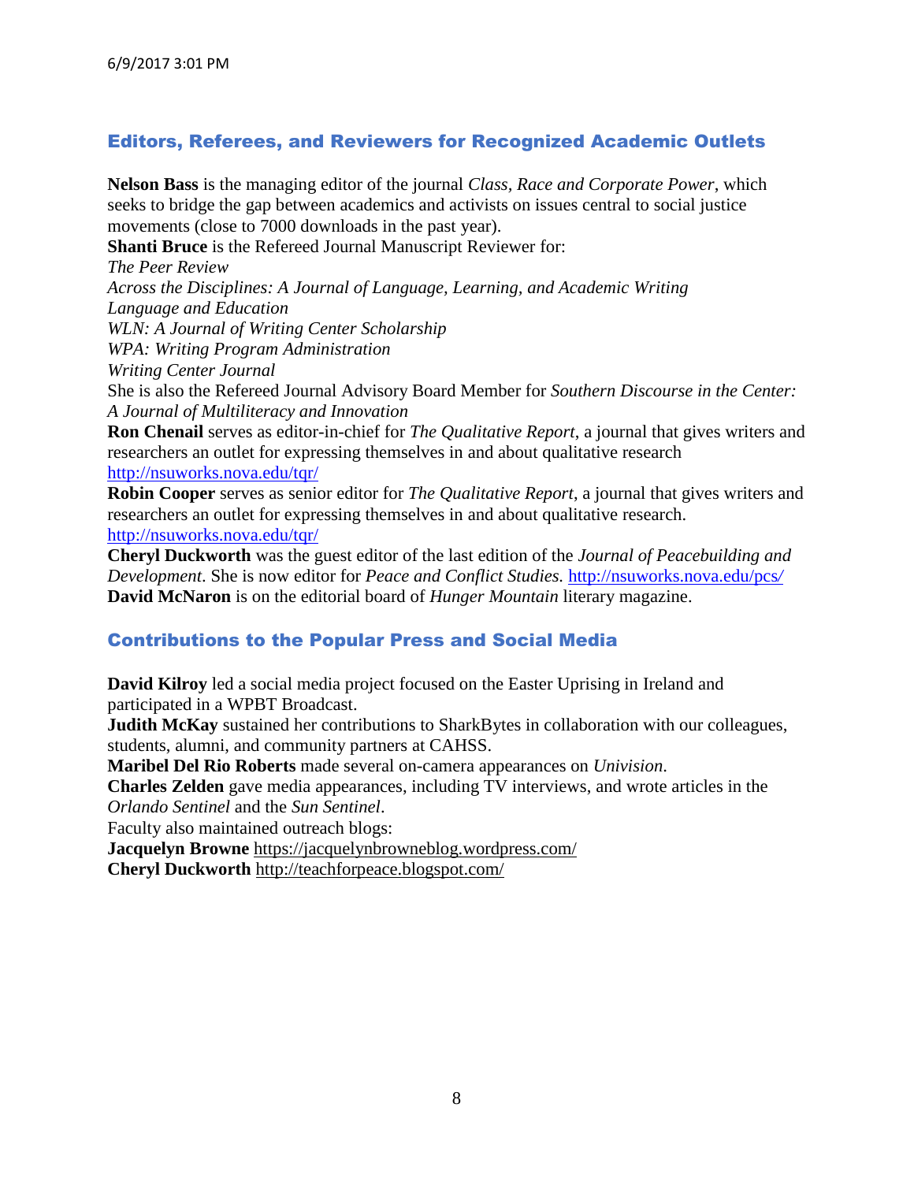## Editors, Referees, and Reviewers for Recognized Academic Outlets

**Nelson Bass** is the managing editor of the journal *Class, Race and Corporate Power*, which seeks to bridge the gap between academics and activists on issues central to social justice movements (close to 7000 downloads in the past year).
**Shanti Bruce** is the Refereed Journal Manuscript Reviewer for:
*The Peer Review*
*Across the Disciplines: A Journal of Language, Learning, and Academic Writing*
*Language and Education*
*WLN: A Journal of Writing Center Scholarship*
*WPA: Writing Program Administration*
*Writing Center Journal*
She is also the Refereed Journal Advisory Board Member for *Southern Discourse in the Center: A Journal of Multiliteracy and Innovation*
**Ron Chenail** serves as editor-in-chief for *The Qualitative Report*, a journal that gives writers and researchers an outlet for expressing themselves in and about qualitative research http://nsuworks.nova.edu/tqr/
**Robin Cooper** serves as senior editor for *The Qualitative Report*, a journal that gives writers and researchers an outlet for expressing themselves in and about qualitative research. http://nsuworks.nova.edu/tqr/
**Cheryl Duckworth** was the guest editor of the last edition of the *Journal of Peacebuilding and Development*. She is now editor for *Peace and Conflict Studies.* http://nsuworks.nova.edu/pcs/
**David McNaron** is on the editorial board of *Hunger Mountain* literary magazine.

## Contributions to the Popular Press and Social Media

**David Kilroy** led a social media project focused on the Easter Uprising in Ireland and participated in a WPBT Broadcast.
**Judith McKay** sustained her contributions to SharkBytes in collaboration with our colleagues, students, alumni, and community partners at CAHSS.
**Maribel Del Rio Roberts** made several on-camera appearances on *Univision*.
**Charles Zelden** gave media appearances, including TV interviews, and wrote articles in the *Orlando Sentinel* and the *Sun Sentinel*.
Faculty also maintained outreach blogs:
**Jacquelyn Browne** https://jacquelynbrowneblog.wordpress.com/
**Cheryl Duckworth** http://teachforpeace.blogspot.com/